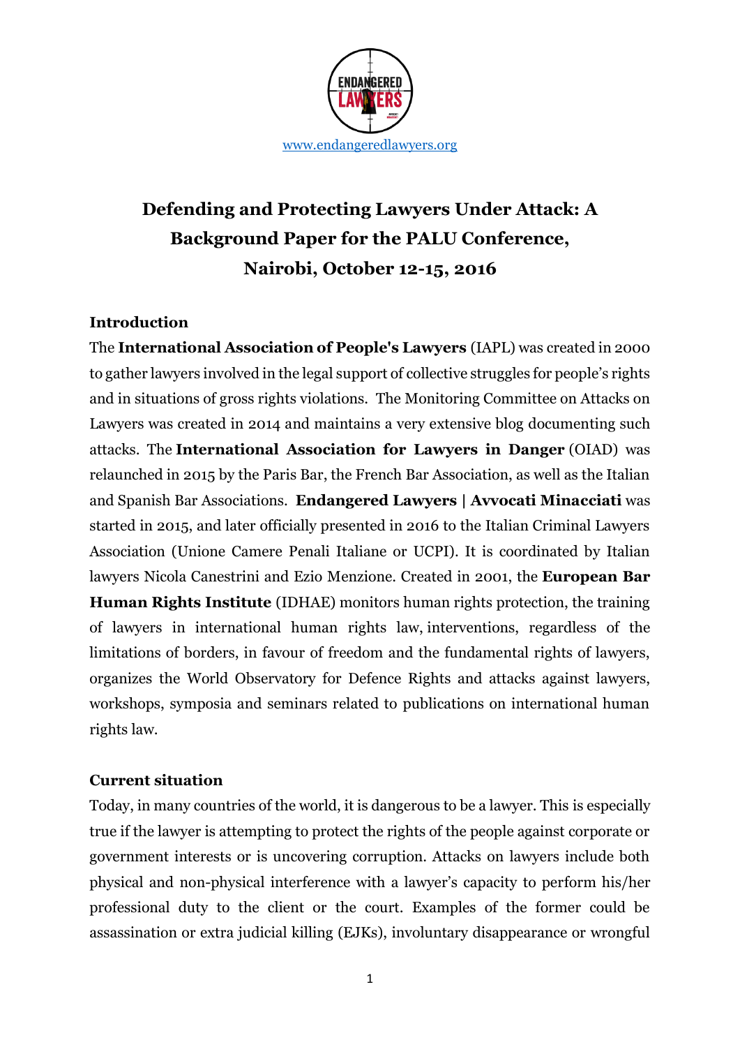www.endangeredlawyers.org

# Defending and Protecting Lawyers Under Attack: A Background Paper for the PALU Conference, Nairobi, October 12-15, 2016

## Introduction

The **International Association of People's Lawyers** (IAPL) was created in 2000 to gather lawyers involved in the legal support of collective struggles for people's rights and in situations of gross rights violations. The Monitoring Committee on Attacks on Lawyers was created in 2014 and maintains a very extensive blog documenting such attacks. The **International Association for Lawyers in Danger** (OIAD) was relaunched in 2015 by the Paris Bar, the French Bar Association, as well as the Italian and Spanish Bar Associations. **Endangered Lawyers | Avvocati Minacciati** was started in 2015, and later officially presented in 2016 to the Italian Criminal Lawyers Association (Unione Camere Penali Italiane or UCPI). It is coordinated by Italian lawyers Nicola Canestrini and Ezio Menzione. Created in 2001, the **European Bar Human Rights Institute** (IDHAE) monitors human rights protection, the training of lawyers in international human rights law, interventions, regardless of the limitations of borders, in favour of freedom and the fundamental rights of lawyers, organizes the World Observatory for Defence Rights and attacks against lawyers, workshops, symposia and seminars related to publications on international human rights law.

## Current situation

Today, in many countries of the world, it is dangerous to be a lawyer. This is especially true if the lawyer is attempting to protect the rights of the people against corporate or government interests or is uncovering corruption. Attacks on lawyers include both physical and non-physical interference with a lawyer's capacity to perform his/her professional duty to the client or the court. Examples of the former could be assassination or extra judicial killing (EJKs), involuntary disappearance or wrongful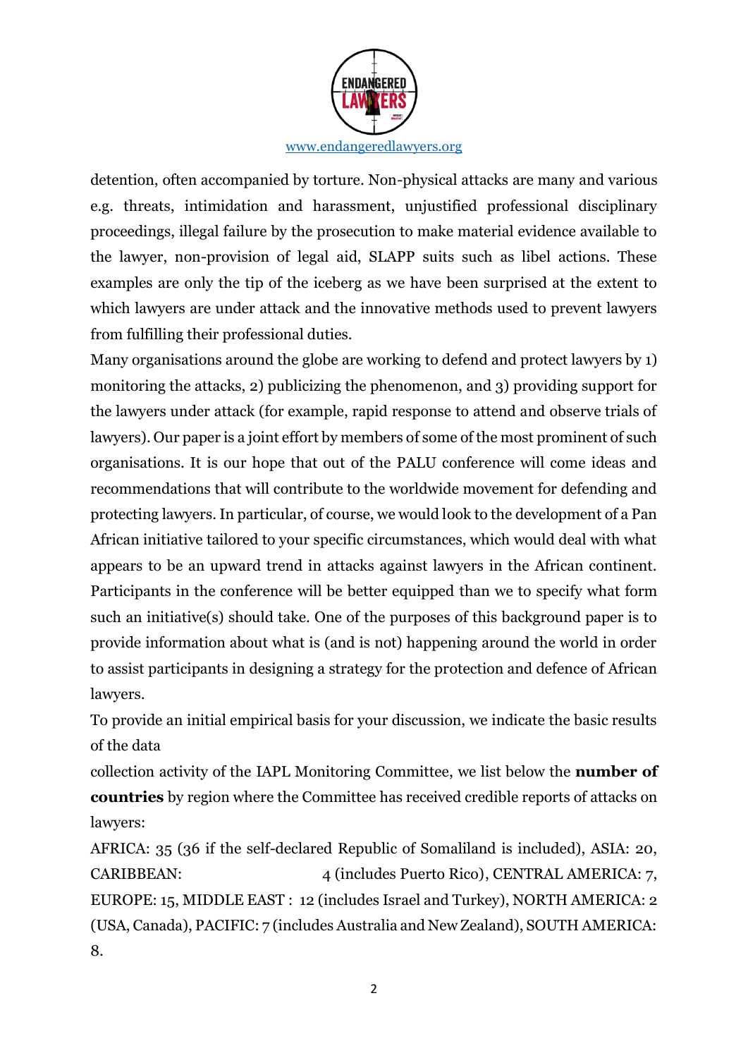detention, often accompanied by torture. Non-physical attacks are many and various e.g. threats, intimidation and harassment, unjustified professional disciplinary proceedings, illegal failure by the prosecution to make material evidence available to the lawyer, non-provision of legal aid, SLAPP suits such as libel actions. These examples are only the tip of the iceberg as we have been surprised at the extent to which lawyers are under attack and the innovative methods used to prevent lawyers from fulfilling their professional duties.

Many organisations around the globe are working to defend and protect lawyers by 1) monitoring the attacks, 2) publicizing the phenomenon, and 3) providing support for the lawyers under attack (for example, rapid response to attend and observe trials of lawyers). Our paper is a joint effort by members of some of the most prominent of such organisations. It is our hope that out of the PALU conference will come ideas and recommendations that will contribute to the worldwide movement for defending and protecting lawyers. In particular, of course, we would look to the development of a Pan African initiative tailored to your specific circumstances, which would deal with what appears to be an upward trend in attacks against lawyers in the African continent. Participants in the conference will be better equipped than we to specify what form such an initiative(s) should take. One of the purposes of this background paper is to provide information about what is (and is not) happening around the world in order to assist participants in designing a strategy for the protection and defence of African lawyers.

To provide an initial empirical basis for your discussion, we indicate the basic results of the data

collection activity of the IAPL Monitoring Committee, we list below the **number of countries** by region where the Committee has received credible reports of attacks on lawyers:

AFRICA: 35 (36 if the self-declared Republic of Somaliland is included), ASIA: 20, CARIBBEAN: 4 (includes Puerto Rico), CENTRAL AMERICA: 7, EUROPE: 15, MIDDLE EAST : 12 (includes Israel and Turkey), NORTH AMERICA: 2 (USA, Canada), PACIFIC: 7 (includes Australia and New Zealand), SOUTH AMERICA: 8.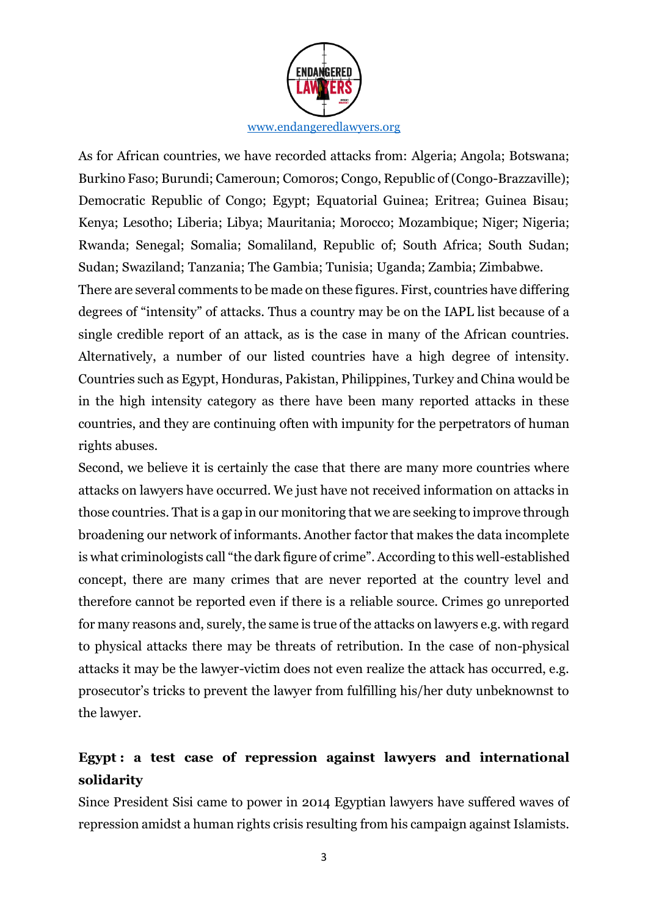As for African countries, we have recorded attacks from: Algeria; Angola; Botswana; Burkino Faso; Burundi; Cameroun; Comoros; Congo, Republic of (Congo-Brazzaville); Democratic Republic of Congo; Egypt; Equatorial Guinea; Eritrea; Guinea Bisau; Kenya; Lesotho; Liberia; Libya; Mauritania; Morocco; Mozambique; Niger; Nigeria; Rwanda; Senegal; Somalia; Somaliland, Republic of; South Africa; South Sudan; Sudan; Swaziland; Tanzania; The Gambia; Tunisia; Uganda; Zambia; Zimbabwe.

There are several comments to be made on these figures. First, countries have differing degrees of "intensity" of attacks. Thus a country may be on the IAPL list because of a single credible report of an attack, as is the case in many of the African countries. Alternatively, a number of our listed countries have a high degree of intensity. Countries such as Egypt, Honduras, Pakistan, Philippines, Turkey and China would be in the high intensity category as there have been many reported attacks in these countries, and they are continuing often with impunity for the perpetrators of human rights abuses.

Second, we believe it is certainly the case that there are many more countries where attacks on lawyers have occurred. We just have not received information on attacks in those countries. That is a gap in our monitoring that we are seeking to improve through broadening our network of informants. Another factor that makes the data incomplete is what criminologists call "the dark figure of crime". According to this well-established concept, there are many crimes that are never reported at the country level and therefore cannot be reported even if there is a reliable source. Crimes go unreported for many reasons and, surely, the same is true of the attacks on lawyers e.g. with regard to physical attacks there may be threats of retribution. In the case of non-physical attacks it may be the lawyer-victim does not even realize the attack has occurred, e.g. prosecutor's tricks to prevent the lawyer from fulfilling his/her duty unbeknownst to the lawyer.

## Egypt : a test case of repression against lawyers and international solidarity

Since President Sisi came to power in 2014 Egyptian lawyers have suffered waves of repression amidst a human rights crisis resulting from his campaign against Islamists.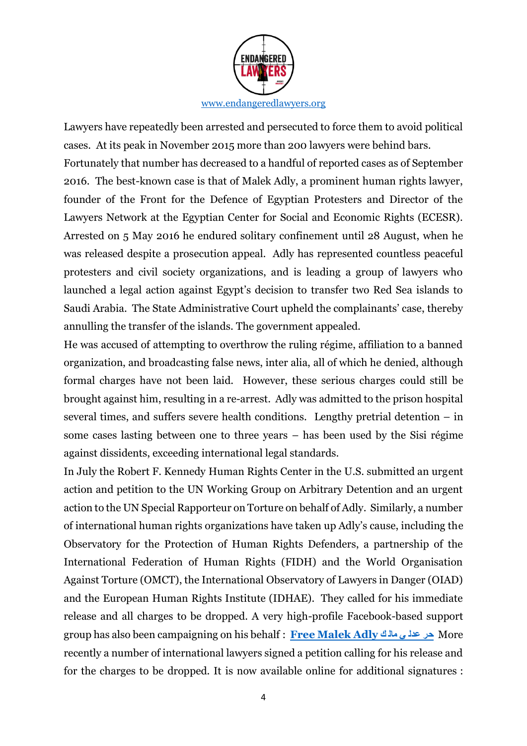Lawyers have repeatedly been arrested and persecuted to force them to avoid political cases. At its peak in November 2015 more than 200 lawyers were behind bars. Fortunately that number has decreased to a handful of reported cases as of September 2016. The best-known case is that of Malek Adly, a prominent human rights lawyer, founder of the Front for the Defence of Egyptian Protesters and Director of the Lawyers Network at the Egyptian Center for Social and Economic Rights (ECESR). Arrested on 5 May 2016 he endured solitary confinement until 28 August, when he was released despite a prosecution appeal. Adly has represented countless peaceful protesters and civil society organizations, and is leading a group of lawyers who launched a legal action against Egypt's decision to transfer two Red Sea islands to Saudi Arabia. The State Administrative Court upheld the complainants' case, thereby annulling the transfer of the islands. The government appealed.

He was accused of attempting to overthrow the ruling régime, affiliation to a banned organization, and broadcasting false news, inter alia, all of which he denied, although formal charges have not been laid. However, these serious charges could still be brought against him, resulting in a re-arrest. Adly was admitted to the prison hospital several times, and suffers severe health conditions. Lengthy pretrial detention – in some cases lasting between one to three years – has been used by the Sisi régime against dissidents, exceeding international legal standards.

In July the Robert F. Kennedy Human Rights Center in the U.S. submitted an urgent action and petition to the UN Working Group on Arbitrary Detention and an urgent action to the UN Special Rapporteur on Torture on behalf of Adly. Similarly, a number of international human rights organizations have taken up Adly's cause, including the Observatory for the Protection of Human Rights Defenders, a partnership of the International Federation of Human Rights (FIDH) and the World Organisation Against Torture (OMCT), the International Observatory of Lawyers in Danger (OIAD) and the European Human Rights Institute (IDHAE). They called for his immediate release and all charges to be dropped. A very high-profile Facebook-based support group has also been campaigning on his behalf : **Free Malek Adly حر عدلى مالك** More recently a number of international lawyers signed a petition calling for his release and for the charges to be dropped. It is now available online for additional signatures :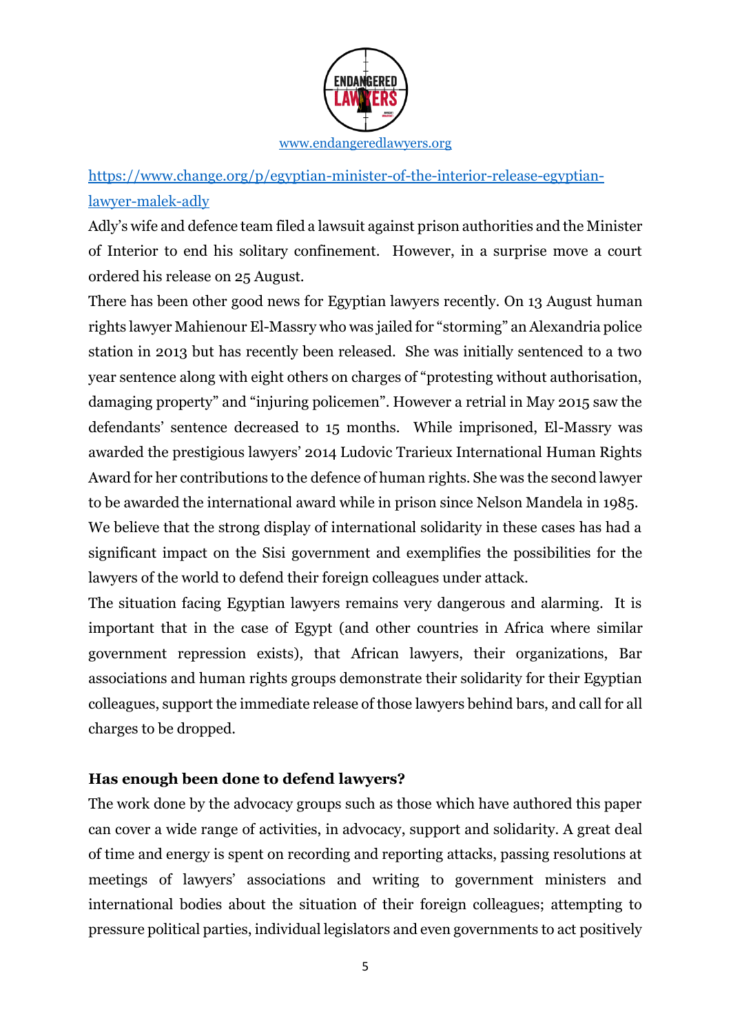https://www.change.org/p/egyptian-minister-of-the-interior-release-egyptian-lawyer-malek-adly

Adly's wife and defence team filed a lawsuit against prison authorities and the Minister of Interior to end his solitary confinement. However, in a surprise move a court ordered his release on 25 August.

There has been other good news for Egyptian lawyers recently. On 13 August human rights lawyer Mahienour El-Massry who was jailed for "storming" an Alexandria police station in 2013 but has recently been released. She was initially sentenced to a two year sentence along with eight others on charges of "protesting without authorisation, damaging property" and "injuring policemen". However a retrial in May 2015 saw the defendants' sentence decreased to 15 months. While imprisoned, El-Massry was awarded the prestigious lawyers' 2014 Ludovic Trarieux International Human Rights Award for her contributions to the defence of human rights. She was the second lawyer to be awarded the international award while in prison since Nelson Mandela in 1985.

We believe that the strong display of international solidarity in these cases has had a significant impact on the Sisi government and exemplifies the possibilities for the lawyers of the world to defend their foreign colleagues under attack.

The situation facing Egyptian lawyers remains very dangerous and alarming. It is important that in the case of Egypt (and other countries in Africa where similar government repression exists), that African lawyers, their organizations, Bar associations and human rights groups demonstrate their solidarity for their Egyptian colleagues, support the immediate release of those lawyers behind bars, and call for all charges to be dropped.

### Has enough been done to defend lawyers?

The work done by the advocacy groups such as those which have authored this paper can cover a wide range of activities, in advocacy, support and solidarity. A great deal of time and energy is spent on recording and reporting attacks, passing resolutions at meetings of lawyers' associations and writing to government ministers and international bodies about the situation of their foreign colleagues; attempting to pressure political parties, individual legislators and even governments to act positively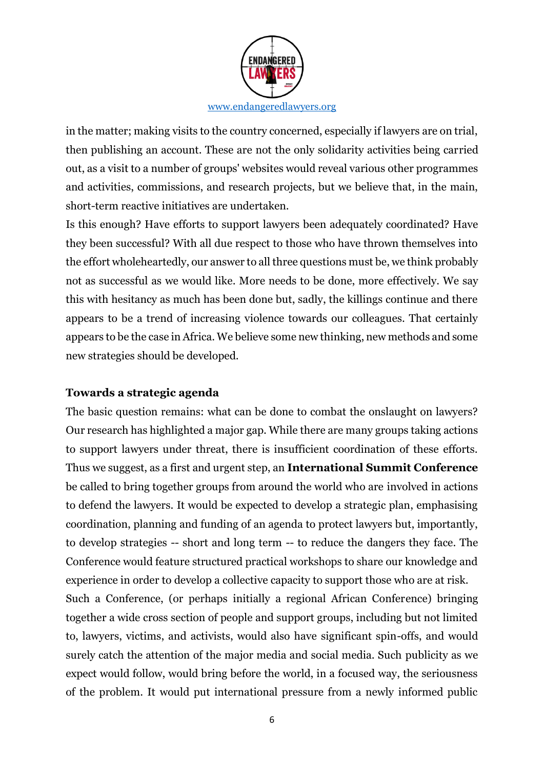in the matter; making visits to the country concerned, especially if lawyers are on trial, then publishing an account. These are not the only solidarity activities being carried out, as a visit to a number of groups' websites would reveal various other programmes and activities, commissions, and research projects, but we believe that, in the main, short-term reactive initiatives are undertaken.

Is this enough? Have efforts to support lawyers been adequately coordinated? Have they been successful? With all due respect to those who have thrown themselves into the effort wholeheartedly, our answer to all three questions must be, we think probably not as successful as we would like. More needs to be done, more effectively. We say this with hesitancy as much has been done but, sadly, the killings continue and there appears to be a trend of increasing violence towards our colleagues. That certainly appears to be the case in Africa. We believe some new thinking, new methods and some new strategies should be developed.

### Towards a strategic agenda

The basic question remains: what can be done to combat the onslaught on lawyers? Our research has highlighted a major gap. While there are many groups taking actions to support lawyers under threat, there is insufficient coordination of these efforts. Thus we suggest, as a first and urgent step, an **International Summit Conference** be called to bring together groups from around the world who are involved in actions to defend the lawyers. It would be expected to develop a strategic plan, emphasising coordination, planning and funding of an agenda to protect lawyers but, importantly, to develop strategies -- short and long term -- to reduce the dangers they face. The Conference would feature structured practical workshops to share our knowledge and experience in order to develop a collective capacity to support those who are at risk.

Such a Conference, (or perhaps initially a regional African Conference) bringing together a wide cross section of people and support groups, including but not limited to, lawyers, victims, and activists, would also have significant spin-offs, and would surely catch the attention of the major media and social media. Such publicity as we expect would follow, would bring before the world, in a focused way, the seriousness of the problem. It would put international pressure from a newly informed public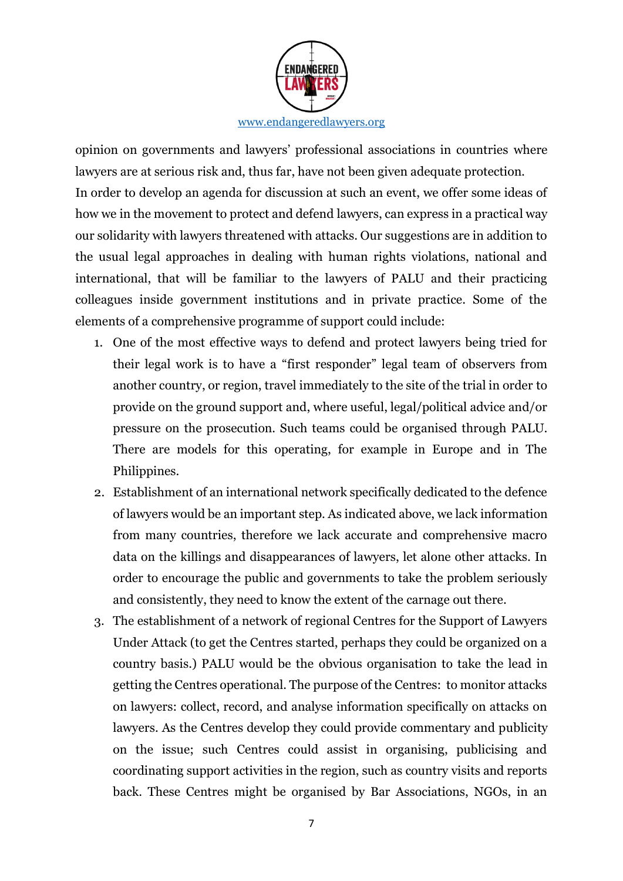opinion on governments and lawyers' professional associations in countries where lawyers are at serious risk and, thus far, have not been given adequate protection.

In order to develop an agenda for discussion at such an event, we offer some ideas of how we in the movement to protect and defend lawyers, can express in a practical way our solidarity with lawyers threatened with attacks. Our suggestions are in addition to the usual legal approaches in dealing with human rights violations, national and international, that will be familiar to the lawyers of PALU and their practicing colleagues inside government institutions and in private practice. Some of the elements of a comprehensive programme of support could include:

1. One of the most effective ways to defend and protect lawyers being tried for their legal work is to have a "first responder" legal team of observers from another country, or region, travel immediately to the site of the trial in order to provide on the ground support and, where useful, legal/political advice and/or pressure on the prosecution. Such teams could be organised through PALU. There are models for this operating, for example in Europe and in The Philippines.
2. Establishment of an international network specifically dedicated to the defence of lawyers would be an important step. As indicated above, we lack information from many countries, therefore we lack accurate and comprehensive macro data on the killings and disappearances of lawyers, let alone other attacks. In order to encourage the public and governments to take the problem seriously and consistently, they need to know the extent of the carnage out there.
3. The establishment of a network of regional Centres for the Support of Lawyers Under Attack (to get the Centres started, perhaps they could be organized on a country basis.) PALU would be the obvious organisation to take the lead in getting the Centres operational. The purpose of the Centres: to monitor attacks on lawyers: collect, record, and analyse information specifically on attacks on lawyers. As the Centres develop they could provide commentary and publicity on the issue; such Centres could assist in organising, publicising and coordinating support activities in the region, such as country visits and reports back. These Centres might be organised by Bar Associations, NGOs, in an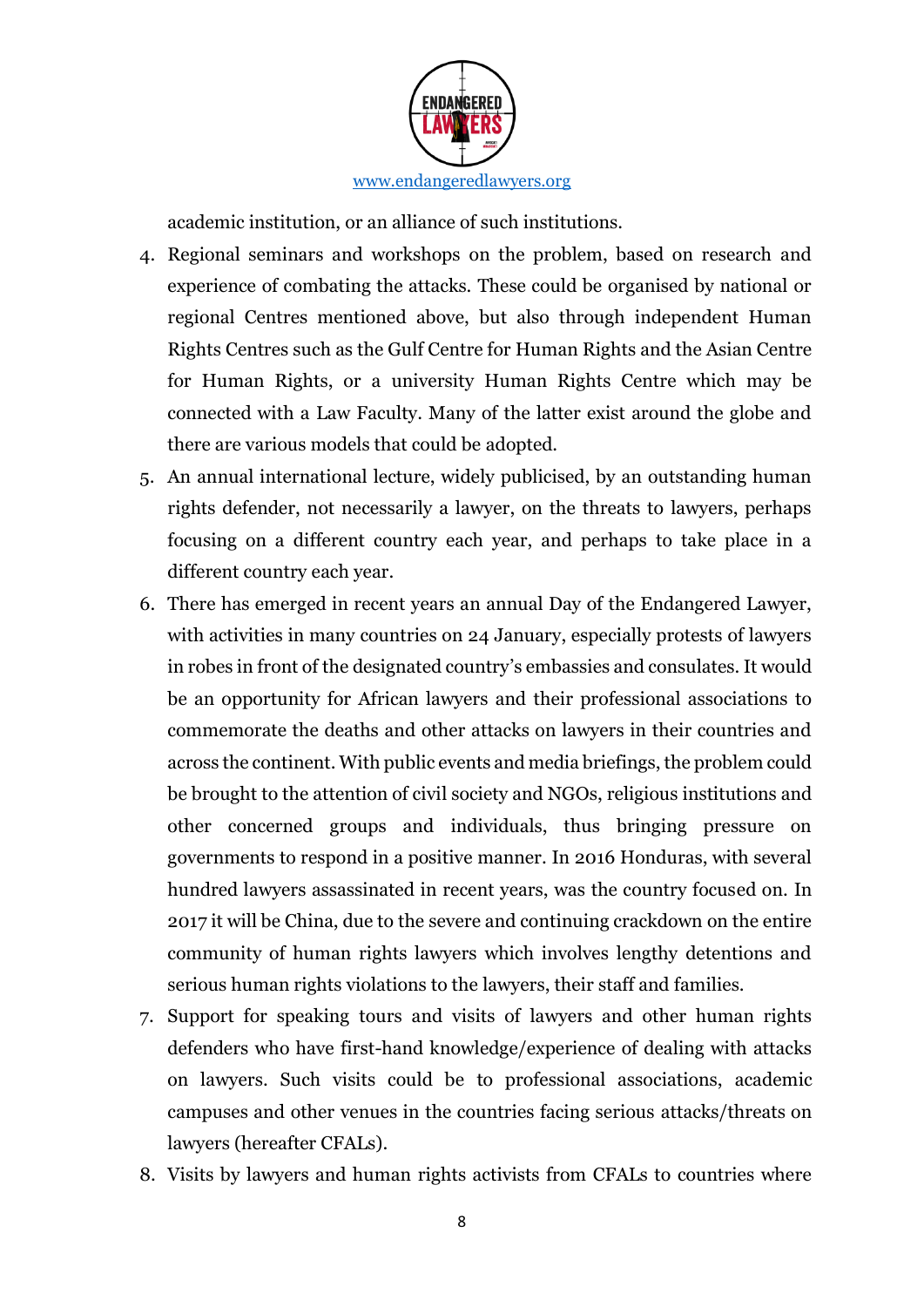academic institution, or an alliance of such institutions.

4. Regional seminars and workshops on the problem, based on research and experience of combating the attacks. These could be organised by national or regional Centres mentioned above, but also through independent Human Rights Centres such as the Gulf Centre for Human Rights and the Asian Centre for Human Rights, or a university Human Rights Centre which may be connected with a Law Faculty. Many of the latter exist around the globe and there are various models that could be adopted.
5. An annual international lecture, widely publicised, by an outstanding human rights defender, not necessarily a lawyer, on the threats to lawyers, perhaps focusing on a different country each year, and perhaps to take place in a different country each year.
6. There has emerged in recent years an annual Day of the Endangered Lawyer, with activities in many countries on 24 January, especially protests of lawyers in robes in front of the designated country's embassies and consulates. It would be an opportunity for African lawyers and their professional associations to commemorate the deaths and other attacks on lawyers in their countries and across the continent. With public events and media briefings, the problem could be brought to the attention of civil society and NGOs, religious institutions and other concerned groups and individuals, thus bringing pressure on governments to respond in a positive manner. In 2016 Honduras, with several hundred lawyers assassinated in recent years, was the country focused on. In 2017 it will be China, due to the severe and continuing crackdown on the entire community of human rights lawyers which involves lengthy detentions and serious human rights violations to the lawyers, their staff and families.
7. Support for speaking tours and visits of lawyers and other human rights defenders who have first-hand knowledge/experience of dealing with attacks on lawyers. Such visits could be to professional associations, academic campuses and other venues in the countries facing serious attacks/threats on lawyers (hereafter CFALs).
8. Visits by lawyers and human rights activists from CFALs to countries where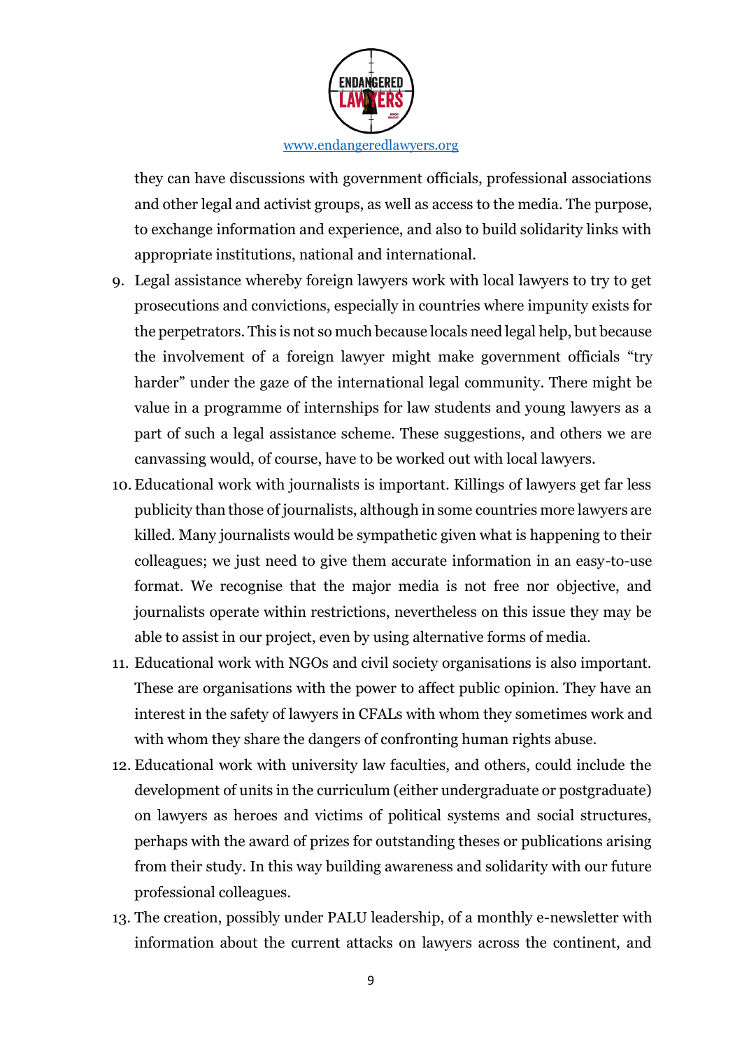they can have discussions with government officials, professional associations and other legal and activist groups, as well as access to the media. The purpose, to exchange information and experience, and also to build solidarity links with appropriate institutions, national and international.

9. Legal assistance whereby foreign lawyers work with local lawyers to try to get prosecutions and convictions, especially in countries where impunity exists for the perpetrators. This is not so much because locals need legal help, but because the involvement of a foreign lawyer might make government officials "try harder" under the gaze of the international legal community. There might be value in a programme of internships for law students and young lawyers as a part of such a legal assistance scheme. These suggestions, and others we are canvassing would, of course, have to be worked out with local lawyers.
10. Educational work with journalists is important. Killings of lawyers get far less publicity than those of journalists, although in some countries more lawyers are killed. Many journalists would be sympathetic given what is happening to their colleagues; we just need to give them accurate information in an easy-to-use format. We recognise that the major media is not free nor objective, and journalists operate within restrictions, nevertheless on this issue they may be able to assist in our project, even by using alternative forms of media.
11. Educational work with NGOs and civil society organisations is also important. These are organisations with the power to affect public opinion. They have an interest in the safety of lawyers in CFALs with whom they sometimes work and with whom they share the dangers of confronting human rights abuse.
12. Educational work with university law faculties, and others, could include the development of units in the curriculum (either undergraduate or postgraduate) on lawyers as heroes and victims of political systems and social structures, perhaps with the award of prizes for outstanding theses or publications arising from their study. In this way building awareness and solidarity with our future professional colleagues.
13. The creation, possibly under PALU leadership, of a monthly e-newsletter with information about the current attacks on lawyers across the continent, and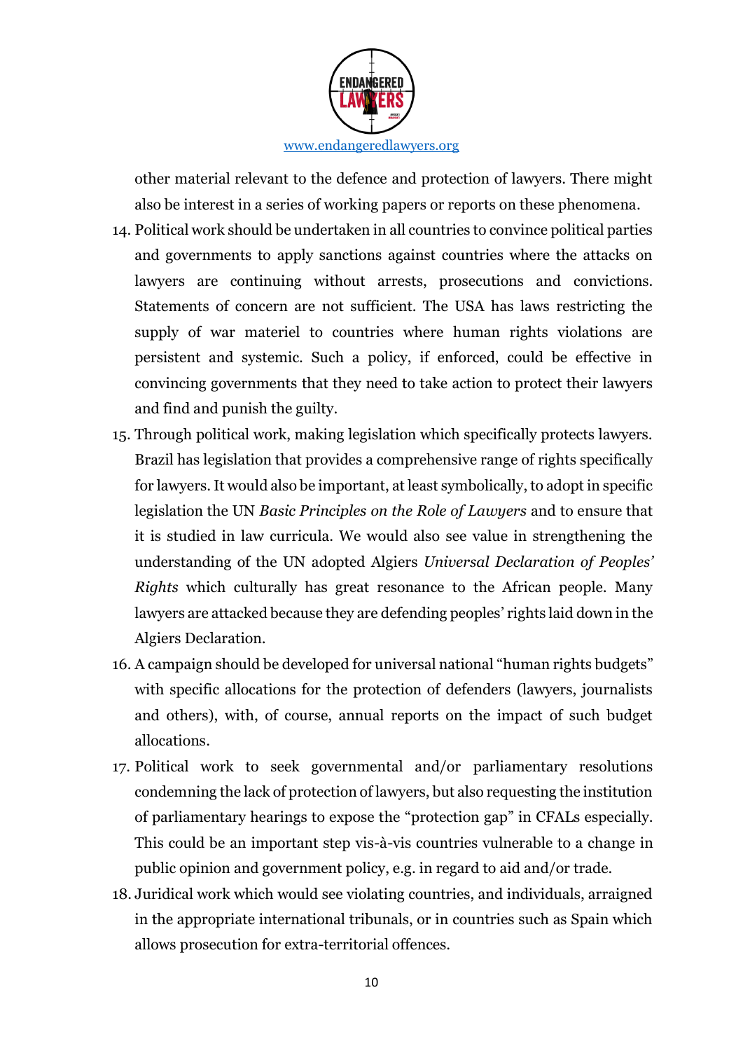other material relevant to the defence and protection of lawyers. There might also be interest in a series of working papers or reports on these phenomena.

14. Political work should be undertaken in all countries to convince political parties and governments to apply sanctions against countries where the attacks on lawyers are continuing without arrests, prosecutions and convictions. Statements of concern are not sufficient. The USA has laws restricting the supply of war materiel to countries where human rights violations are persistent and systemic. Such a policy, if enforced, could be effective in convincing governments that they need to take action to protect their lawyers and find and punish the guilty.
15. Through political work, making legislation which specifically protects lawyers. Brazil has legislation that provides a comprehensive range of rights specifically for lawyers. It would also be important, at least symbolically, to adopt in specific legislation the UN *Basic Principles on the Role of Lawyers* and to ensure that it is studied in law curricula. We would also see value in strengthening the understanding of the UN adopted Algiers *Universal Declaration of Peoples' Rights* which culturally has great resonance to the African people. Many lawyers are attacked because they are defending peoples' rights laid down in the Algiers Declaration.
16. A campaign should be developed for universal national "human rights budgets" with specific allocations for the protection of defenders (lawyers, journalists and others), with, of course, annual reports on the impact of such budget allocations.
17. Political work to seek governmental and/or parliamentary resolutions condemning the lack of protection of lawyers, but also requesting the institution of parliamentary hearings to expose the "protection gap" in CFALs especially. This could be an important step vis-à-vis countries vulnerable to a change in public opinion and government policy, e.g. in regard to aid and/or trade.
18. Juridical work which would see violating countries, and individuals, arraigned in the appropriate international tribunals, or in countries such as Spain which allows prosecution for extra-territorial offences.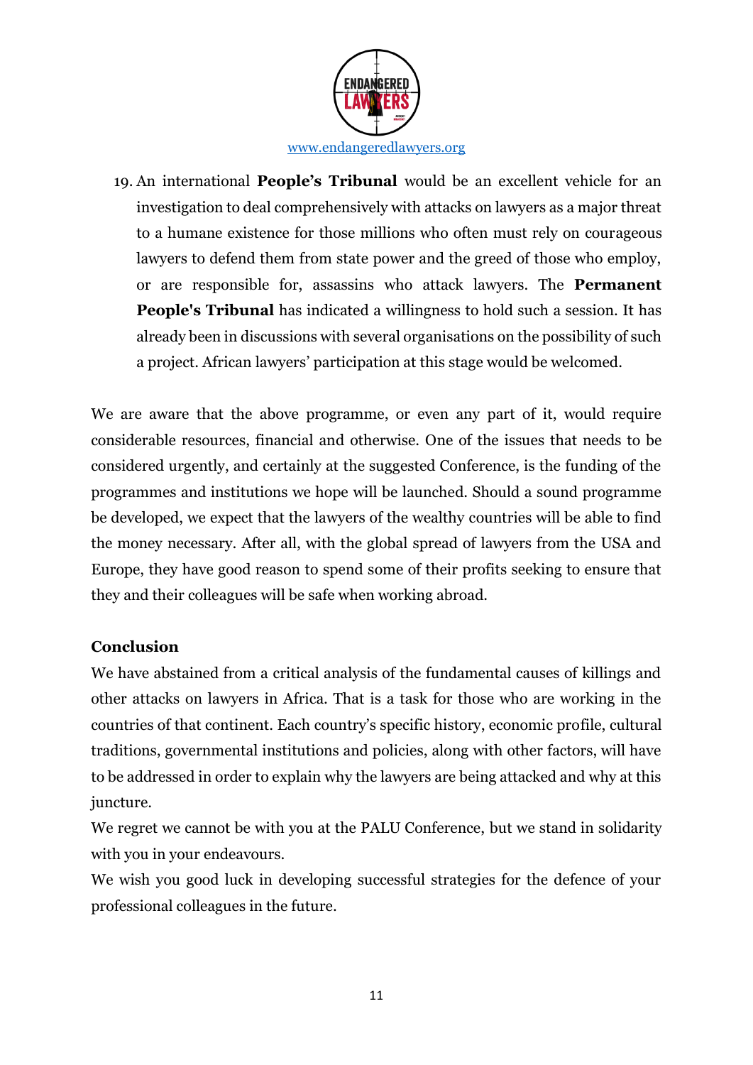19. An international **People's Tribunal** would be an excellent vehicle for an investigation to deal comprehensively with attacks on lawyers as a major threat to a humane existence for those millions who often must rely on courageous lawyers to defend them from state power and the greed of those who employ, or are responsible for, assassins who attack lawyers. The **Permanent People's Tribunal** has indicated a willingness to hold such a session. It has already been in discussions with several organisations on the possibility of such a project. African lawyers' participation at this stage would be welcomed.

We are aware that the above programme, or even any part of it, would require considerable resources, financial and otherwise. One of the issues that needs to be considered urgently, and certainly at the suggested Conference, is the funding of the programmes and institutions we hope will be launched. Should a sound programme be developed, we expect that the lawyers of the wealthy countries will be able to find the money necessary. After all, with the global spread of lawyers from the USA and Europe, they have good reason to spend some of their profits seeking to ensure that they and their colleagues will be safe when working abroad.

## Conclusion

We have abstained from a critical analysis of the fundamental causes of killings and other attacks on lawyers in Africa. That is a task for those who are working in the countries of that continent. Each country's specific history, economic profile, cultural traditions, governmental institutions and policies, along with other factors, will have to be addressed in order to explain why the lawyers are being attacked and why at this juncture.

We regret we cannot be with you at the PALU Conference, but we stand in solidarity with you in your endeavours.

We wish you good luck in developing successful strategies for the defence of your professional colleagues in the future.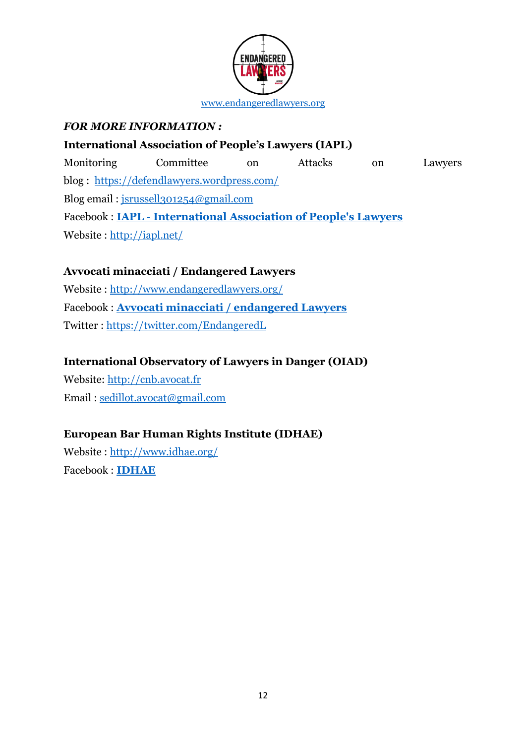www.endangeredlawyers.org

***FOR MORE INFORMATION :***

**International Association of People's Lawyers (IAPL)**

Monitoring Committee on Attacks on Lawyers blog : https://defendlawyers.wordpress.com/

Blog email : jsrussell301254@gmail.com

Facebook : **IAPL - International Association of People's Lawyers**

Website : http://iapl.net/

**Avvocati minacciati / Endangered Lawyers**

Website : http://www.endangeredlawyers.org/

Facebook : **Avvocati minacciati / endangered Lawyers**

Twitter : https://twitter.com/EndangeredL

**International Observatory of Lawyers in Danger (OIAD)**

Website: http://cnb.avocat.fr

Email : sedillot.avocat@gmail.com

**European Bar Human Rights Institute (IDHAE)**

Website : http://www.idhae.org/

Facebook : **IDHAE**